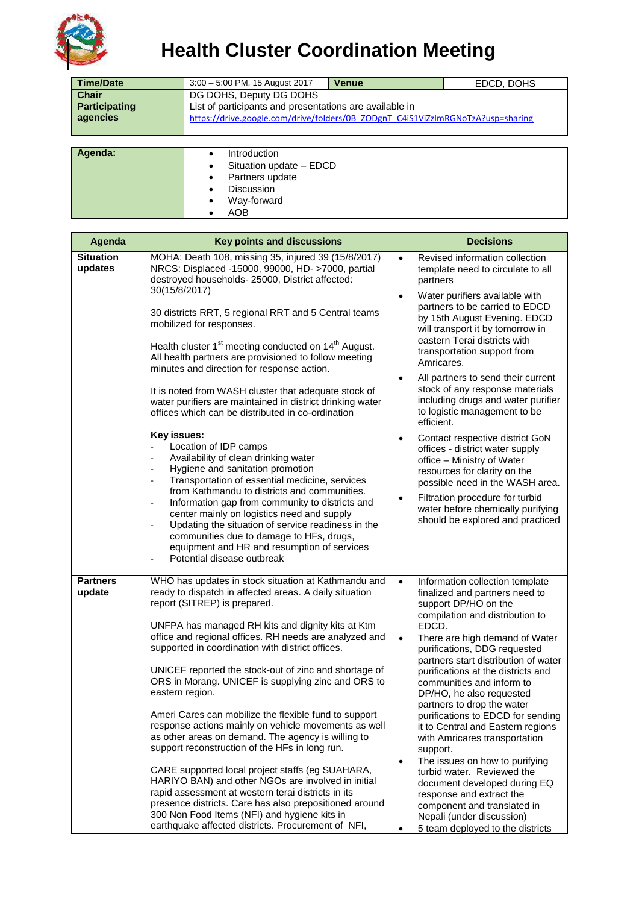# Health Cluster Coordination Meeting

| Time/Date | 3:00 – 5:00 PM, 15 August 2017 | Venue | EDCD, DOHS |
|---|---|---|---|
| Chair | DG DOHS, Deputy DG DOHS | | |
| Participating agencies | List of participants and presentations are available in https://drive.google.com/drive/folders/0B_ZODgnT_C4iS1ViZzlmRGNoTzA?usp=sharing | | |

| Agenda: | |
|---|---|
| | • Introduction<br>• Situation update – EDCD<br>• Partners update<br>• Discussion<br>• Way-forward<br>• AOB |

| Agenda | Key points and discussions | Decisions |
|---|---|---|
| **Situation updates** | MOHA: Death 108, missing 39, injured 35 (15/8/2017)<br>NRCS: Displaced -15000, 99000, HD- >7000, partial destroyed households- 25000, District affected: 30(15/8/2017)<br><br>30 districts RRT, 5 regional RRT and 5 Central teams mobilized for responses.<br><br>Health cluster 1st meeting conducted on 14th August. All health partners are provisioned to follow meeting minutes and direction for response action.<br><br>It is noted from WASH cluster that adequate stock of water purifiers are maintained in district drinking water offices which can be distributed in co-ordination<br><br>**Key issues:**<br>- Location of IDP camps<br>- Availability of clean drinking water<br>- Hygiene and sanitation promotion<br>- Transportation of essential medicine, services from Kathmandu to districts and communities.<br>- Information gap from community to districts and center mainly on logistics need and supply<br>- Updating the situation of service readiness in the communities due to damage to HFs, drugs, equipment and HR and resumption of services<br>- Potential disease outbreak | • Revised information collection template need to circulate to all partners<br>• Water purifiers available with partners to be carried to EDCD by 15th August Evening. EDCD will transport it by tomorrow in eastern Terai districts with transportation support from Amricares.<br>• All partners to send their current stock of any response materials including drugs and water purifier to logistic management to be efficient.<br>• Contact respective district GoN offices - district water supply office – Ministry of Water resources for clarity on the possible need in the WASH area.<br>• Filtration procedure for turbid water before chemically purifying should be explored and practiced |
| **Partners update** | WHO has updates in stock situation at Kathmandu and ready to dispatch in affected areas. A daily situation report (SITREP) is prepared.<br><br>UNFPA has managed RH kits and dignity kits at Ktm office and regional offices. RH needs are analyzed and supported in coordination with district offices.<br><br>UNICEF reported the stock-out of zinc and shortage of ORS in Morang. UNICEF is supplying zinc and ORS to eastern region.<br><br>Ameri Cares can mobilize the flexible fund to support response actions mainly on vehicle movements as well as other areas on demand. The agency is willing to support reconstruction of the HFs in long run.<br><br>CARE supported local project staffs (eg SUAHARA, HARIYO BAN) and other NGOs are involved in initial rapid assessment at western terai districts in its presence districts. Care has also prepositioned around 300 Non Food Items (NFI) and hygiene kits in earthquake affected districts. Procurement of NFI, | • Information collection template finalized and partners need to support DP/HO on the compilation and distribution to EDCD.<br>• There are high demand of Water purifications, DDG requested partners start distribution of water purifications at the districts and communities and inform to DP/HO, he also requested partners to drop the water purifications to EDCD for sending it to Central and Eastern regions with Amricares transportation support.<br>• The issues on how to purifying turbid water. Reviewed the document developed during EQ response and extract the component and translated in Nepali (under discussion)<br>• 5 team deployed to the districts |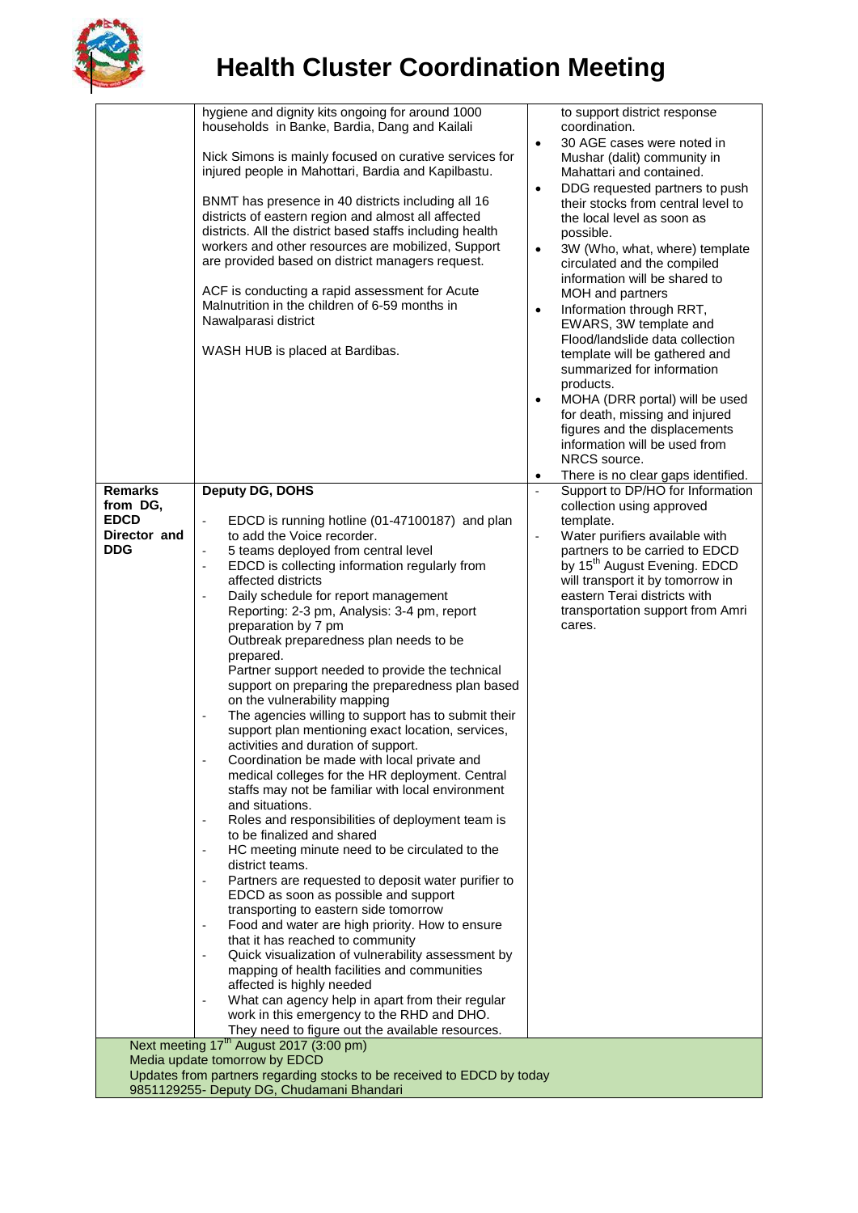# Health Cluster Coordination Meeting

| | | |
|---|---|---|
| | hygiene and dignity kits ongoing for around 1000 households in Banke, Bardia, Dang and Kailali<br><br>Nick Simons is mainly focused on curative services for injured people in Mahottari, Bardia and Kapilbastu.<br><br>BNMT has presence in 40 districts including all 16 districts of eastern region and almost all affected districts. All the district based staffs including health workers and other resources are mobilized, Support are provided based on district managers request.<br><br>ACF is conducting a rapid assessment for Acute Malnutrition in the children of 6-59 months in Nawalparasi district<br><br>WASH HUB is placed at Bardibas. | to support district response coordination.<br>• 30 AGE cases were noted in Mushar (dalit) community in Mahattari and contained.<br>• DDG requested partners to push their stocks from central level to the local level as soon as possible.<br>• 3W (Who, what, where) template circulated and the compiled information will be shared to MOH and partners<br>• Information through RRT, EWARS, 3W template and Flood/landslide data collection template will be gathered and summarized for information products.<br>• MOHA (DRR portal) will be used for death, missing and injured figures and the displacements information will be used from NRCS source.<br>• There is no clear gaps identified. |
| **Remarks from DG, EDCD Director and DDG** | **Deputy DG, DOHS**<br><br>- EDCD is running hotline (01-47100187) and plan to add the Voice recorder.<br>- 5 teams deployed from central level<br>- EDCD is collecting information regularly from affected districts<br>- Daily schedule for report management Reporting: 2-3 pm, Analysis: 3-4 pm, report preparation by 7 pm<br>Outbreak preparedness plan needs to be prepared.<br>Partner support needed to provide the technical support on preparing the preparedness plan based on the vulnerability mapping<br>- The agencies willing to support has to submit their support plan mentioning exact location, services, activities and duration of support.<br>- Coordination be made with local private and medical colleges for the HR deployment. Central staffs may not be familiar with local environment and situations.<br>- Roles and responsibilities of deployment team is to be finalized and shared<br>- HC meeting minute need to be circulated to the district teams.<br>- Partners are requested to deposit water purifier to EDCD as soon as possible and support transporting to eastern side tomorrow<br>- Food and water are high priority. How to ensure that it has reached to community<br>- Quick visualization of vulnerability assessment by mapping of health facilities and communities affected is highly needed<br>- What can agency help in apart from their regular work in this emergency to the RHD and DHO. They need to figure out the available resources. | - Support to DP/HO for Information collection using approved template.<br>- Water purifiers available with partners to be carried to EDCD by 15th August Evening. EDCD will transport it by tomorrow in eastern Terai districts with transportation support from Amri cares. |

Next meeting 17th August 2017 (3:00 pm)
Media update tomorrow by EDCD
Updates from partners regarding stocks to be received to EDCD by today
9851129255- Deputy DG, Chudamani Bhandari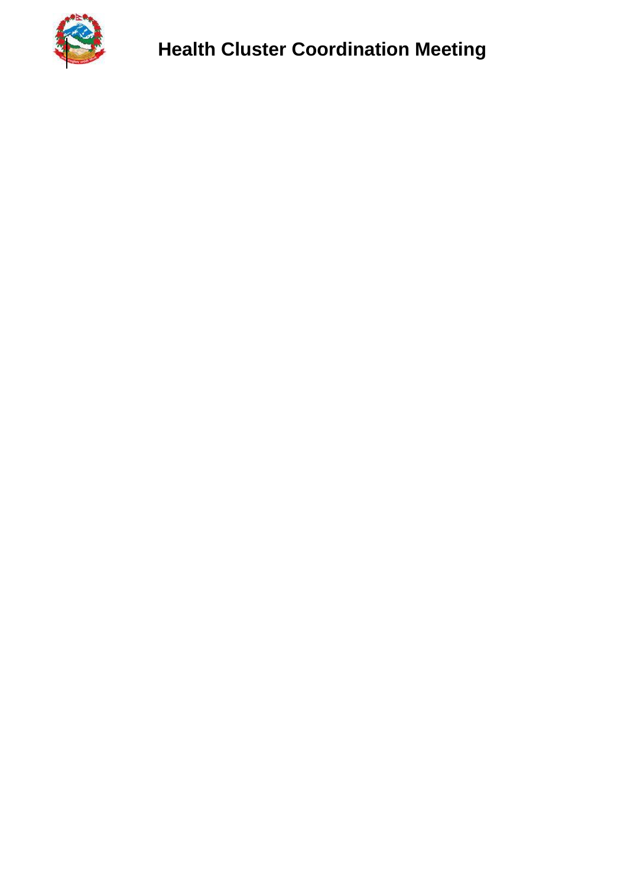# Health Cluster Coordination Meeting